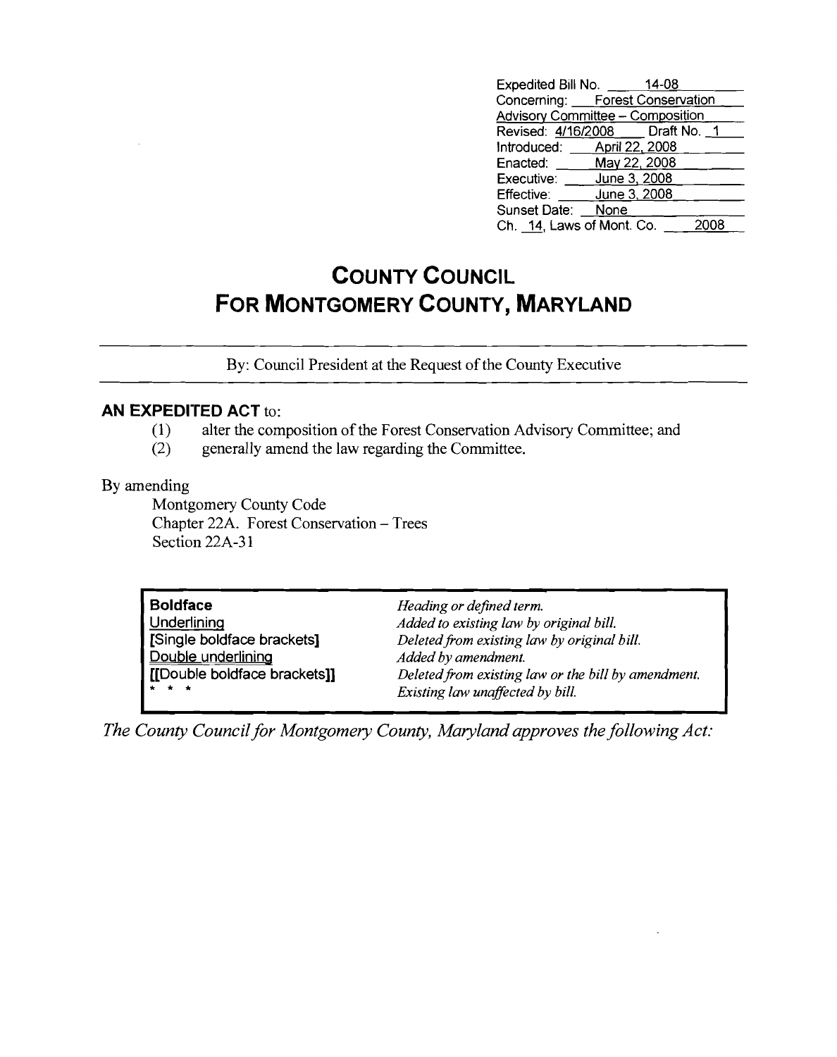| | |
|---|---|
| Expedited Bill No. | 14-08 |
| Concerning: | Forest Conservation Advisory Committee – Composition |
| Revised: 4/16/2008 | Draft No. 1 |
| Introduced: | April 22, 2008 |
| Enacted: | May 22, 2008 |
| Executive: | June 3, 2008 |
| Effective: | June 3, 2008 |
| Sunset Date: | None |
| Ch. 14, Laws of Mont. Co. | 2008 |

# COUNTY COUNCIL FOR MONTGOMERY COUNTY, MARYLAND

By: Council President at the Request of the County Executive

**AN EXPEDITED ACT** to:

(1) alter the composition of the Forest Conservation Advisory Committee; and
(2) generally amend the law regarding the Committee.

By amending

Montgomery County Code
Chapter 22A. Forest Conservation – Trees
Section 22A-31

| | |
|---|---|
| **Boldface** | *Heading or defined term.* |
| Underlining | *Added to existing law by original bill.* |
| **[Single boldface brackets]** | *Deleted from existing law by original bill.* |
| Double underlining | *Added by amendment.* |
| **[[Double boldface brackets]]** | *Deleted from existing law or the bill by amendment.* |
| * * * | *Existing law unaffected by bill.* |

*The County Council for Montgomery County, Maryland approves the following Act:*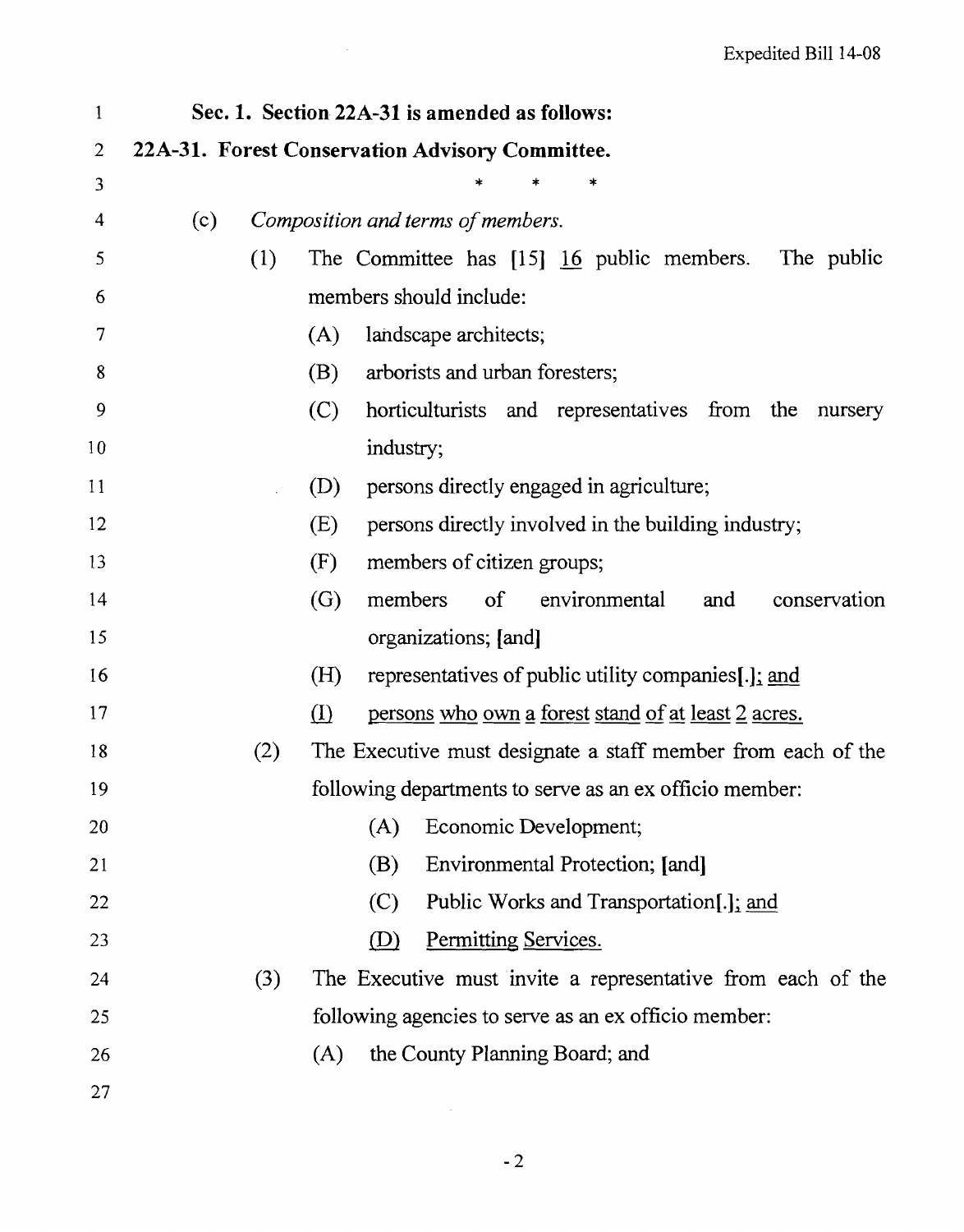**Sec. 1. Section 22A-31 is amended as follows:**

**22A-31. Forest Conservation Advisory Committee.**

\* \* \*

(c) *Composition and terms of members.*

(1) The Committee has [15] <u>16</u> public members. The public members should include:

(A) landscape architects;

(B) arborists and urban foresters;

(C) horticulturists and representatives from the nursery industry;

(D) persons directly engaged in agriculture;

(E) persons directly involved in the building industry;

(F) members of citizen groups;

(G) members of environmental and conservation organizations; [and]

(H) representatives of public utility companies[.]<u>; and</u>

<u>(I) persons who own a forest stand of at least 2 acres.</u>

(2) The Executive must designate a staff member from each of the following departments to serve as an ex officio member:

(A) Economic Development;

(B) Environmental Protection; [and]

(C) Public Works and Transportation[.]<u>; and</u>

<u>(D) Permitting Services.</u>

(3) The Executive must invite a representative from each of the following agencies to serve as an ex officio member:

(A) the County Planning Board; and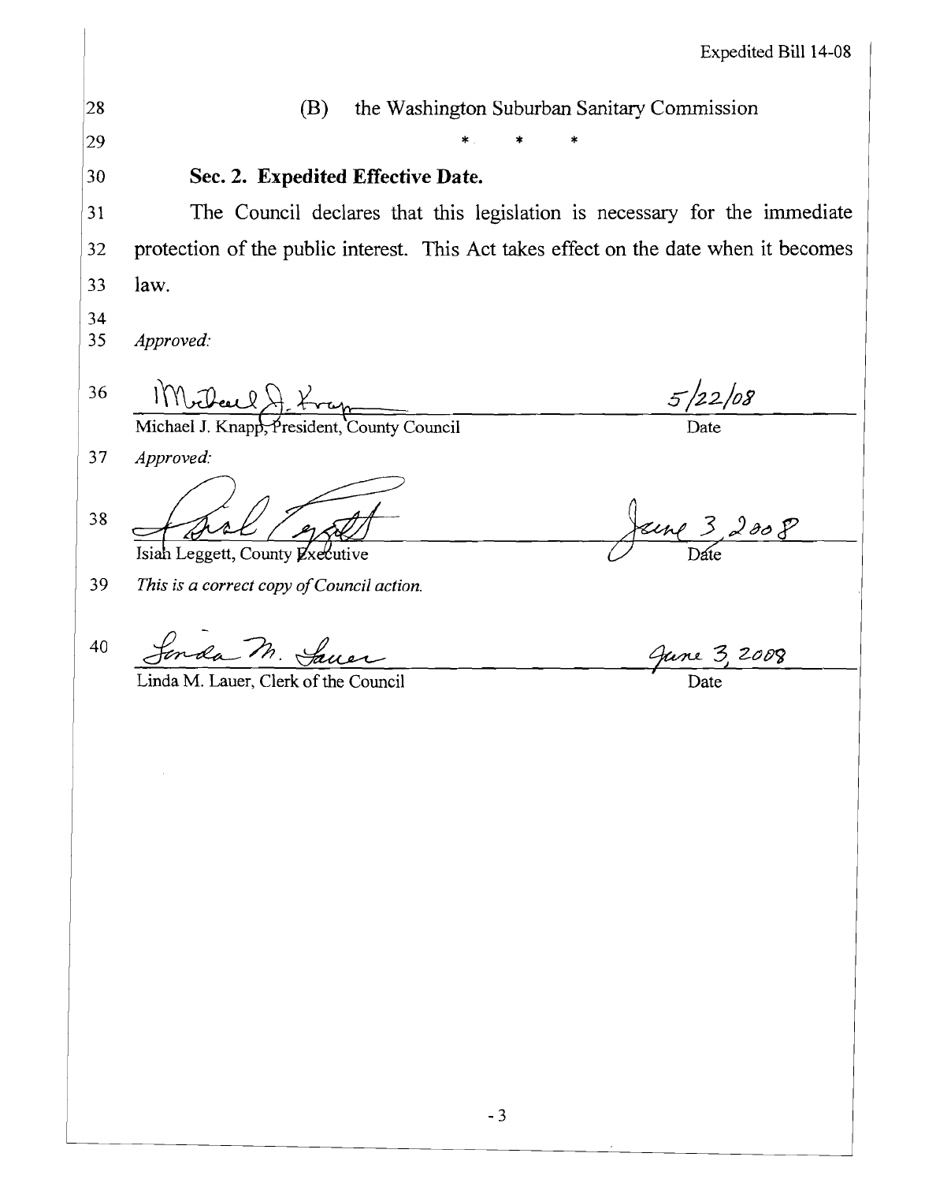28 (B) the Washington Suburban Sanitary Commission

29 * * *

30 **Sec. 2. Expedited Effective Date.**

31 The Council declares that this legislation is necessary for the immediate

32 protection of the public interest. This Act takes effect on the date when it becomes

33 law.

34

35 *Approved:*

36 Michael J. Knapp — 5/22/08

Michael J. Knapp, President, County Council — Date

37 *Approved:*

38 Isiah Leggett — June 3, 2008

Isiah Leggett, County Executive — Date

39 *This is a correct copy of Council action.*

40 Linda M. Lauer — June 3, 2008

Linda M. Lauer, Clerk of the Council — Date